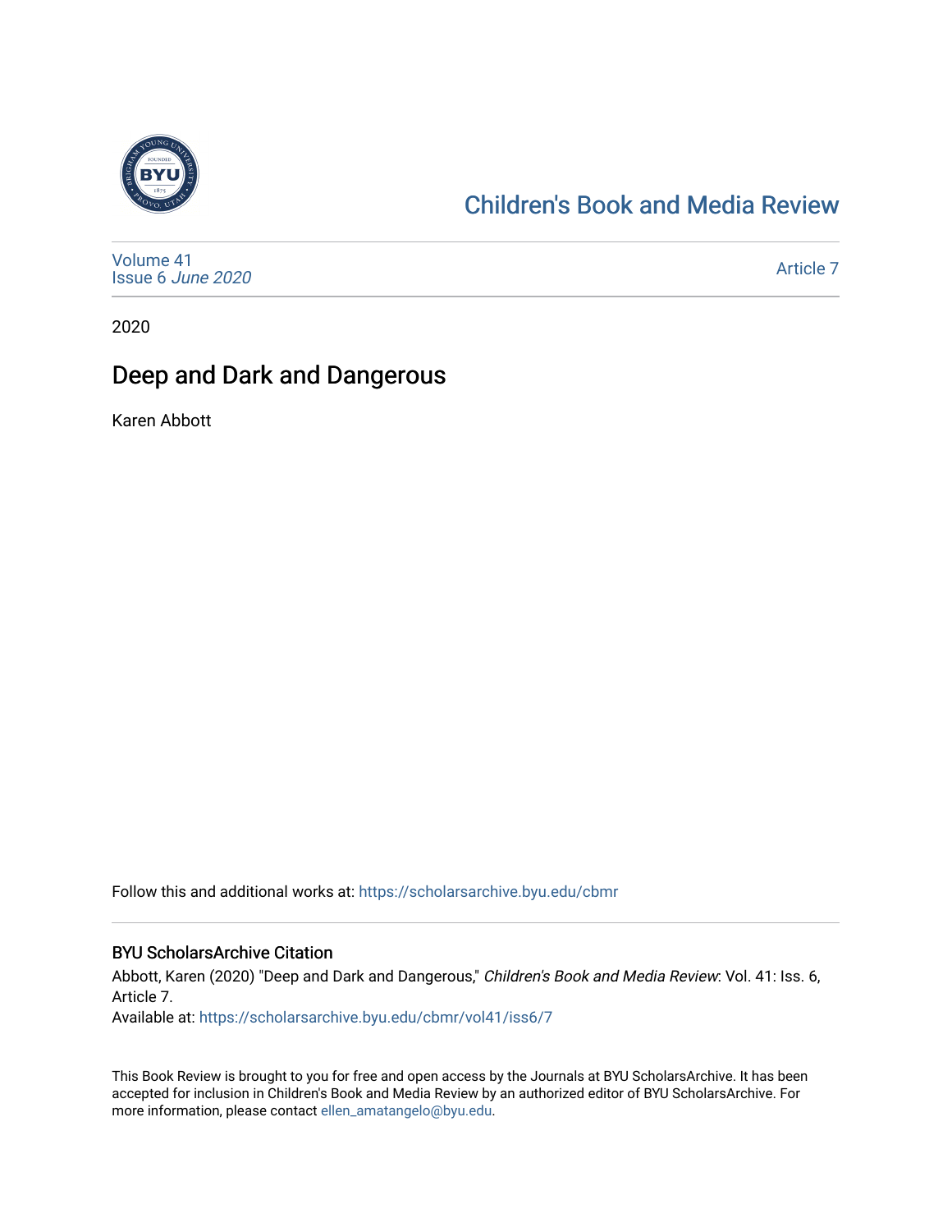Children's Book and Media Review

Volume 41
Issue 6 *June 2020*

Article 7

2020

# Deep and Dark and Dangerous

Karen Abbott

Follow this and additional works at: https://scholarsarchive.byu.edu/cbmr

## BYU ScholarsArchive Citation

Abbott, Karen (2020) "Deep and Dark and Dangerous," *Children's Book and Media Review*: Vol. 41: Iss. 6, Article 7.
Available at: https://scholarsarchive.byu.edu/cbmr/vol41/iss6/7

This Book Review is brought to you for free and open access by the Journals at BYU ScholarsArchive. It has been accepted for inclusion in Children's Book and Media Review by an authorized editor of BYU ScholarsArchive. For more information, please contact ellen_amatangelo@byu.edu.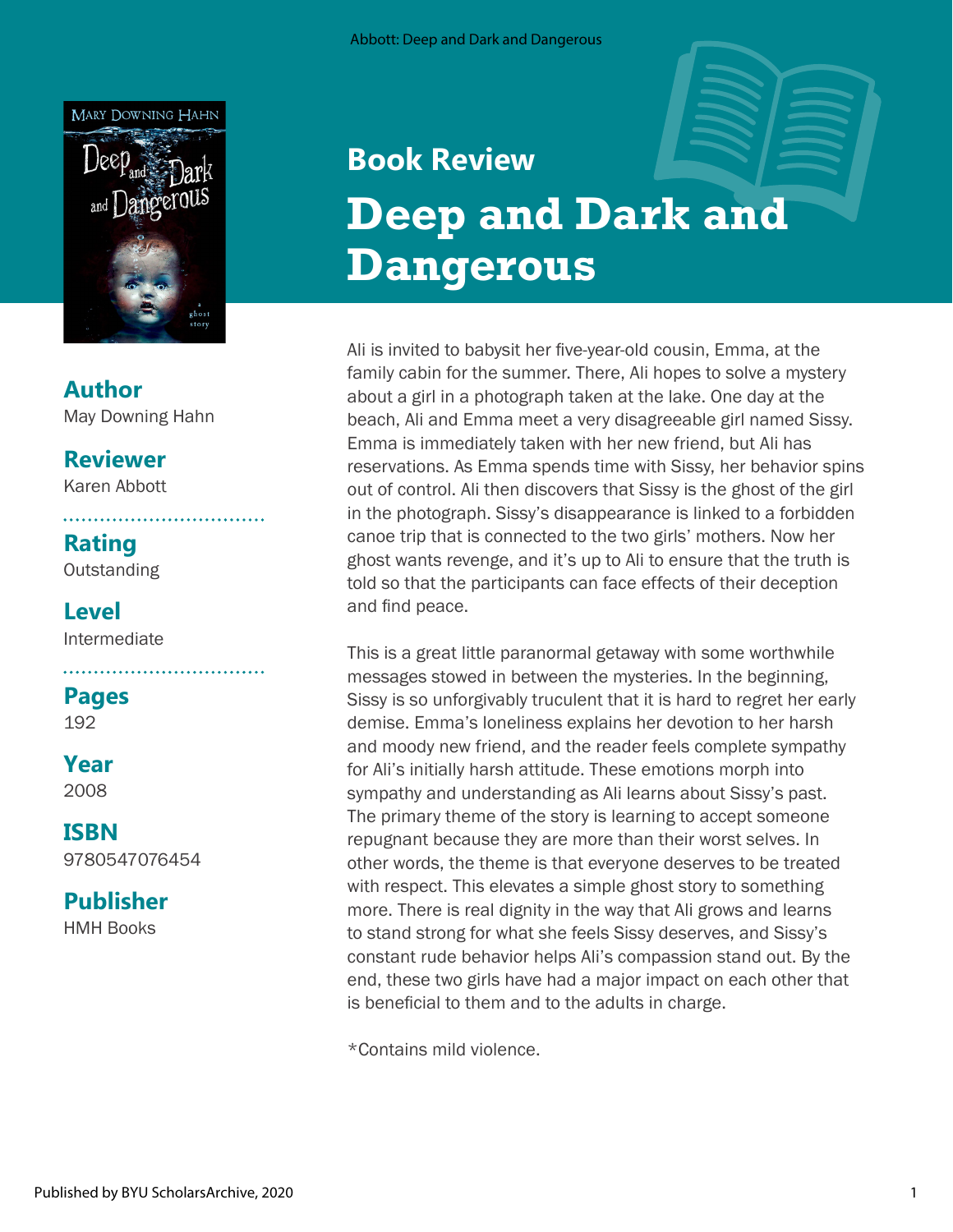## Book Review

# Deep and Dark and Dangerous

**Author**
May Downing Hahn

**Reviewer**
Karen Abbott

**Rating**
Outstanding

**Level**
Intermediate

**Pages**
192

**Year**
2008

**ISBN**
9780547076454

**Publisher**
HMH Books

Ali is invited to babysit her five-year-old cousin, Emma, at the family cabin for the summer. There, Ali hopes to solve a mystery about a girl in a photograph taken at the lake. One day at the beach, Ali and Emma meet a very disagreeable girl named Sissy. Emma is immediately taken with her new friend, but Ali has reservations. As Emma spends time with Sissy, her behavior spins out of control. Ali then discovers that Sissy is the ghost of the girl in the photograph. Sissy's disappearance is linked to a forbidden canoe trip that is connected to the two girls' mothers. Now her ghost wants revenge, and it's up to Ali to ensure that the truth is told so that the participants can face effects of their deception and find peace.

This is a great little paranormal getaway with some worthwhile messages stowed in between the mysteries. In the beginning, Sissy is so unforgivably truculent that it is hard to regret her early demise. Emma's loneliness explains her devotion to her harsh and moody new friend, and the reader feels complete sympathy for Ali's initially harsh attitude. These emotions morph into sympathy and understanding as Ali learns about Sissy's past. The primary theme of the story is learning to accept someone repugnant because they are more than their worst selves. In other words, the theme is that everyone deserves to be treated with respect. This elevates a simple ghost story to something more. There is real dignity in the way that Ali grows and learns to stand strong for what she feels Sissy deserves, and Sissy's constant rude behavior helps Ali's compassion stand out. By the end, these two girls have had a major impact on each other that is beneficial to them and to the adults in charge.

*Contains mild violence.